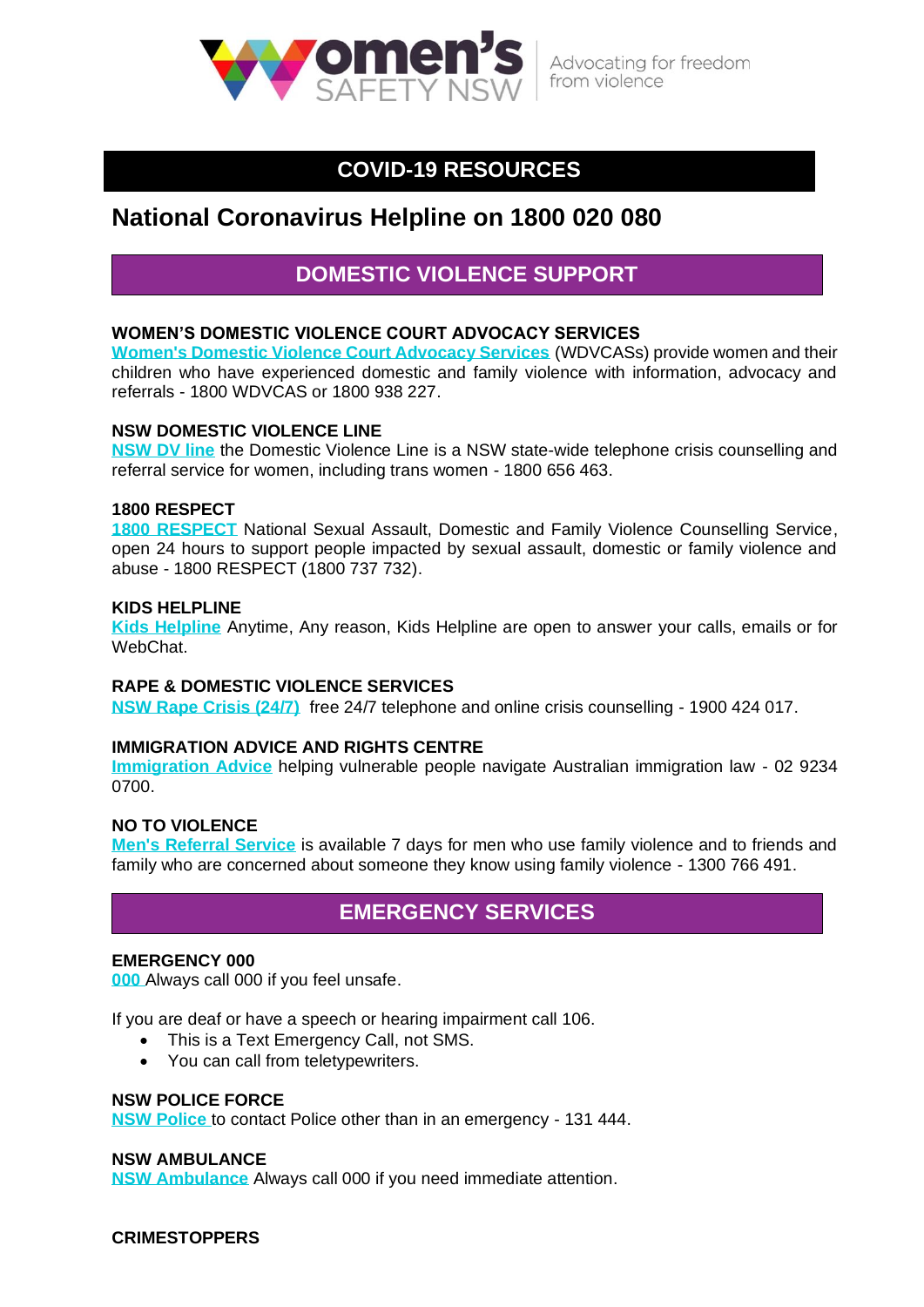Women's Safety NSW — Advocating for freedom from violence

# COVID-19 RESOURCES

## National Coronavirus Helpline on 1800 020 080

## DOMESTIC VIOLENCE SUPPORT

**WOMEN'S DOMESTIC VIOLENCE COURT ADVOCACY SERVICES**
**Women's Domestic Violence Court Advocacy Services** (WDVCASs) provide women and their children who have experienced domestic and family violence with information, advocacy and referrals - 1800 WDVCAS or 1800 938 227.

**NSW DOMESTIC VIOLENCE LINE**
**NSW DV line** the Domestic Violence Line is a NSW state-wide telephone crisis counselling and referral service for women, including trans women - 1800 656 463.

**1800 RESPECT**
**1800 RESPECT** National Sexual Assault, Domestic and Family Violence Counselling Service, open 24 hours to support people impacted by sexual assault, domestic or family violence and abuse - 1800 RESPECT (1800 737 732).

**KIDS HELPLINE**
**Kids Helpline** Anytime, Any reason, Kids Helpline are open to answer your calls, emails or for WebChat.

**RAPE & DOMESTIC VIOLENCE SERVICES**
**NSW Rape Crisis (24/7)** free 24/7 telephone and online crisis counselling - 1900 424 017.

**IMMIGRATION ADVICE AND RIGHTS CENTRE**
**Immigration Advice** helping vulnerable people navigate Australian immigration law - 02 9234 0700.

**NO TO VIOLENCE**
**Men's Referral Service** is available 7 days for men who use family violence and to friends and family who are concerned about someone they know using family violence - 1300 766 491.

## EMERGENCY SERVICES

**EMERGENCY 000**
**000** Always call 000 if you feel unsafe.

If you are deaf or have a speech or hearing impairment call 106.

- This is a Text Emergency Call, not SMS.
- You can call from teletypewriters.

**NSW POLICE FORCE**
**NSW Police** to contact Police other than in an emergency - 131 444.

**NSW AMBULANCE**
**NSW Ambulance** Always call 000 if you need immediate attention.

**CRIMESTOPPERS**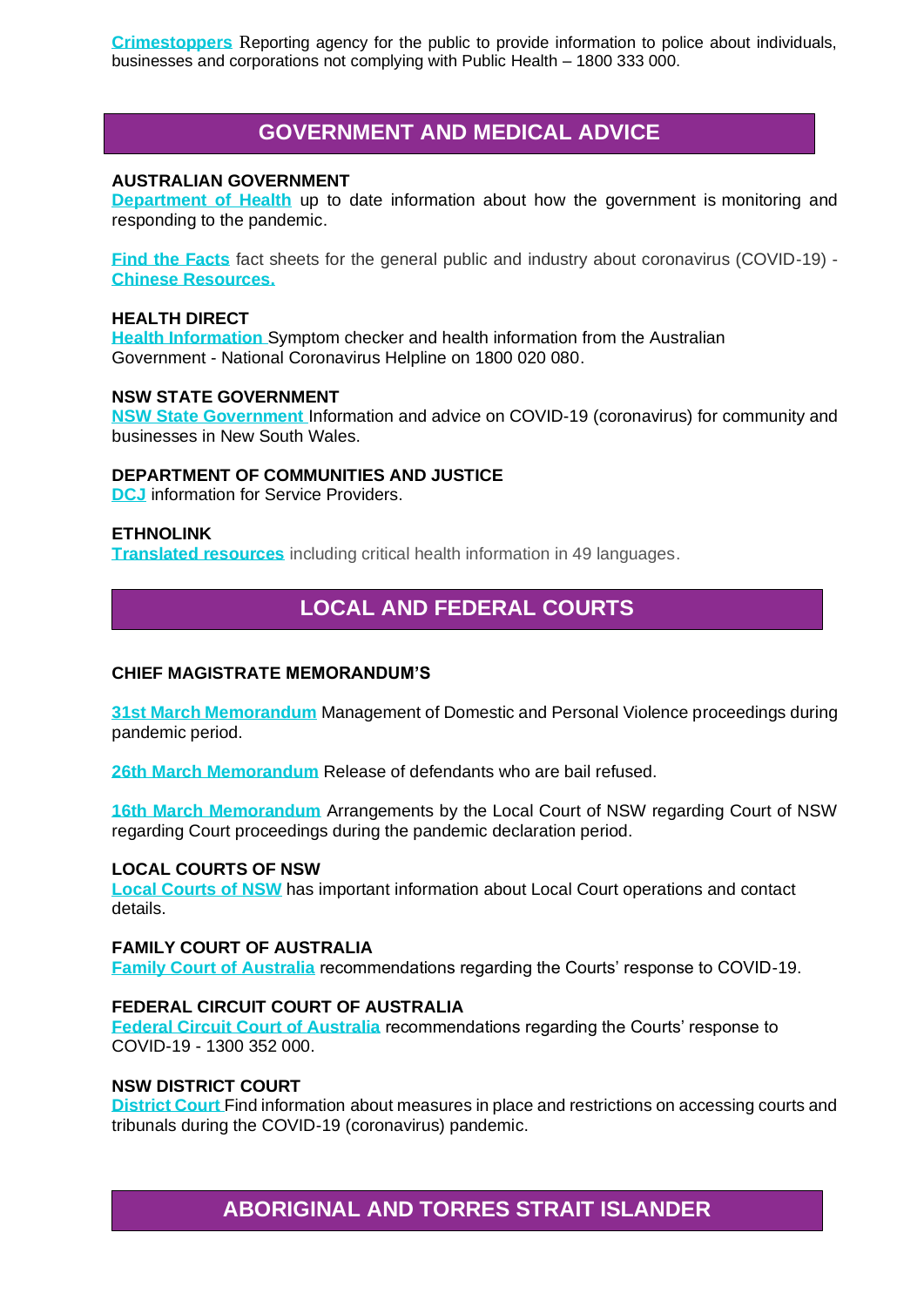**Crimestoppers** Reporting agency for the public to provide information to police about individuals, businesses and corporations not complying with Public Health – 1800 333 000.

## GOVERNMENT AND MEDICAL ADVICE

**AUSTRALIAN GOVERNMENT**

**Department of Health** up to date information about how the government is monitoring and responding to the pandemic.

**Find the Facts** fact sheets for the general public and industry about coronavirus (COVID-19) - **Chinese Resources.**

**HEALTH DIRECT**

**Health Information** Symptom checker and health information from the Australian Government - National Coronavirus Helpline on 1800 020 080.

**NSW STATE GOVERNMENT**

**NSW State Government** Information and advice on COVID-19 (coronavirus) for community and businesses in New South Wales.

**DEPARTMENT OF COMMUNITIES AND JUSTICE**

**DCJ** information for Service Providers.

**ETHNOLINK**

**Translated resources** including critical health information in 49 languages.

## LOCAL AND FEDERAL COURTS

**CHIEF MAGISTRATE MEMORANDUM'S**

**31st March Memorandum** Management of Domestic and Personal Violence proceedings during pandemic period.

**26th March Memorandum** Release of defendants who are bail refused.

**16th March Memorandum** Arrangements by the Local Court of NSW regarding Court of NSW regarding Court proceedings during the pandemic declaration period.

**LOCAL COURTS OF NSW**

**Local Courts of NSW** has important information about Local Court operations and contact details.

**FAMILY COURT OF AUSTRALIA**

**Family Court of Australia** recommendations regarding the Courts' response to COVID-19.

**FEDERAL CIRCUIT COURT OF AUSTRALIA**

**Federal Circuit Court of Australia** recommendations regarding the Courts' response to COVID-19 - 1300 352 000.

**NSW DISTRICT COURT**

**District Court** Find information about measures in place and restrictions on accessing courts and tribunals during the COVID-19 (coronavirus) pandemic.

## ABORIGINAL AND TORRES STRAIT ISLANDER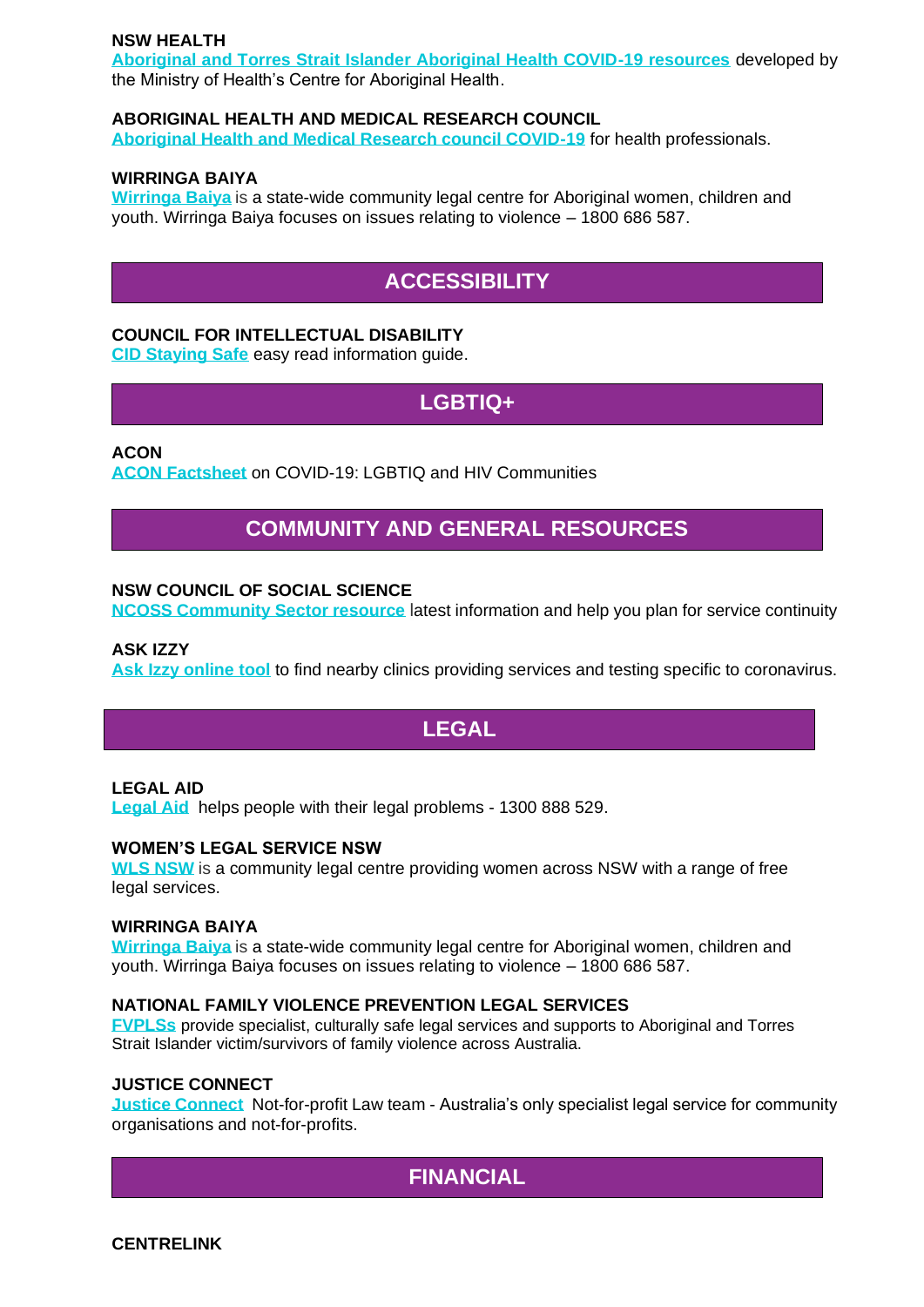**NSW HEALTH**

Aboriginal and Torres Strait Islander Aboriginal Health COVID-19 resources developed by the Ministry of Health's Centre for Aboriginal Health.

**ABORIGINAL HEALTH AND MEDICAL RESEARCH COUNCIL**

Aboriginal Health and Medical Research council COVID-19 for health professionals.

**WIRRINGA BAIYA**

Wirringa Baiya is a state-wide community legal centre for Aboriginal women, children and youth. Wirringa Baiya focuses on issues relating to violence – 1800 686 587.

## ACCESSIBILITY

**COUNCIL FOR INTELLECTUAL DISABILITY**

CID Staying Safe easy read information guide.

## LGBTIQ+

**ACON**

ACON Factsheet on COVID-19: LGBTIQ and HIV Communities

## COMMUNITY AND GENERAL RESOURCES

**NSW COUNCIL OF SOCIAL SCIENCE**

NCOSS Community Sector resource latest information and help you plan for service continuity

**ASK IZZY**

Ask Izzy online tool to find nearby clinics providing services and testing specific to coronavirus.

## LEGAL

**LEGAL AID**

Legal Aid helps people with their legal problems - 1300 888 529.

**WOMEN'S LEGAL SERVICE NSW**

WLS NSW is a community legal centre providing women across NSW with a range of free legal services.

**WIRRINGA BAIYA**

Wirringa Baiya is a state-wide community legal centre for Aboriginal women, children and youth. Wirringa Baiya focuses on issues relating to violence – 1800 686 587.

**NATIONAL FAMILY VIOLENCE PREVENTION LEGAL SERVICES**

FVPLSs provide specialist, culturally safe legal services and supports to Aboriginal and Torres Strait Islander victim/survivors of family violence across Australia.

**JUSTICE CONNECT**

Justice Connect Not-for-profit Law team - Australia's only specialist legal service for community organisations and not-for-profits.

## FINANCIAL

**CENTRELINK**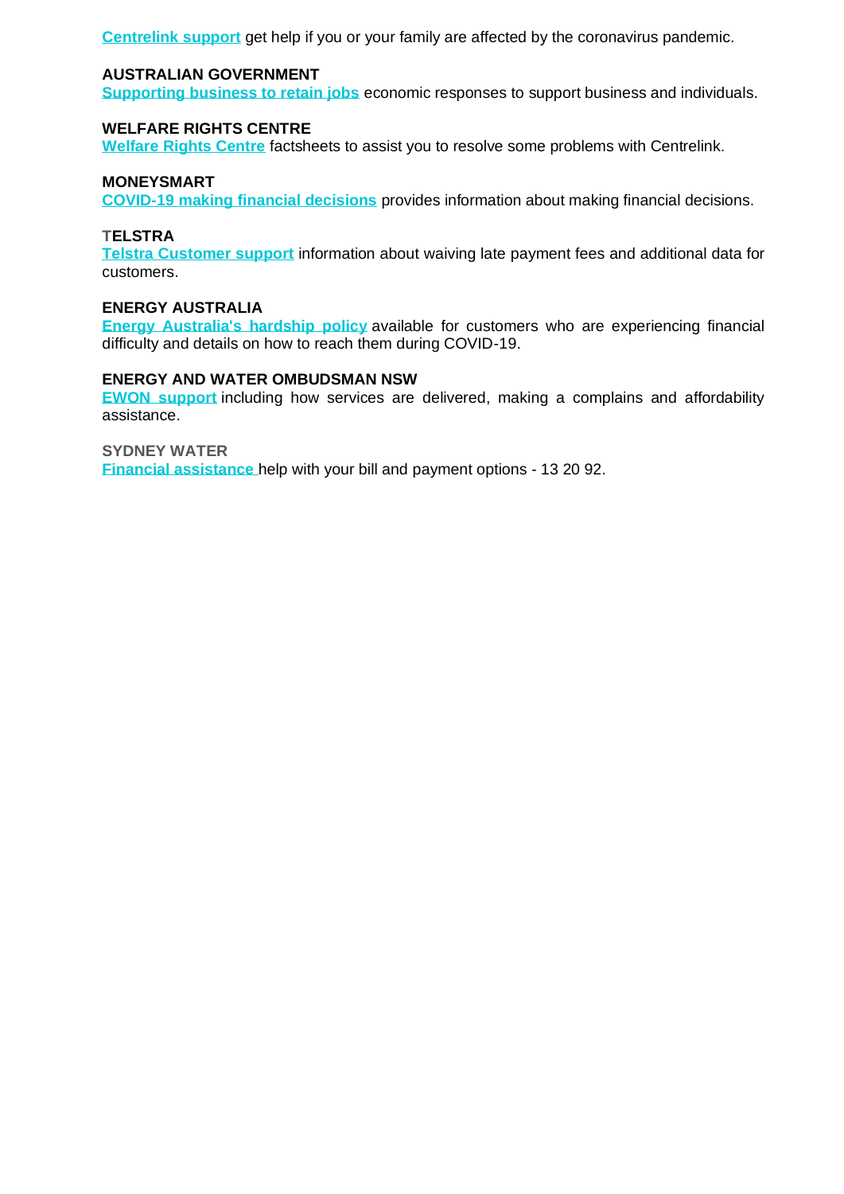**Centrelink support** get help if you or your family are affected by the coronavirus pandemic.

**AUSTRALIAN GOVERNMENT**

**Supporting business to retain jobs** economic responses to support business and individuals.

**WELFARE RIGHTS CENTRE**

**Welfare Rights Centre** factsheets to assist you to resolve some problems with Centrelink.

**MONEYSMART**

**COVID-19 making financial decisions** provides information about making financial decisions.

**TELSTRA**

**Telstra Customer support** information about waiving late payment fees and additional data for customers.

**ENERGY AUSTRALIA**

**Energy Australia's hardship policy** available for customers who are experiencing financial difficulty and details on how to reach them during COVID-19.

**ENERGY AND WATER OMBUDSMAN NSW**

**EWON support** including how services are delivered, making a complains and affordability assistance.

**SYDNEY WATER**

**Financial assistance** help with your bill and payment options - 13 20 92.